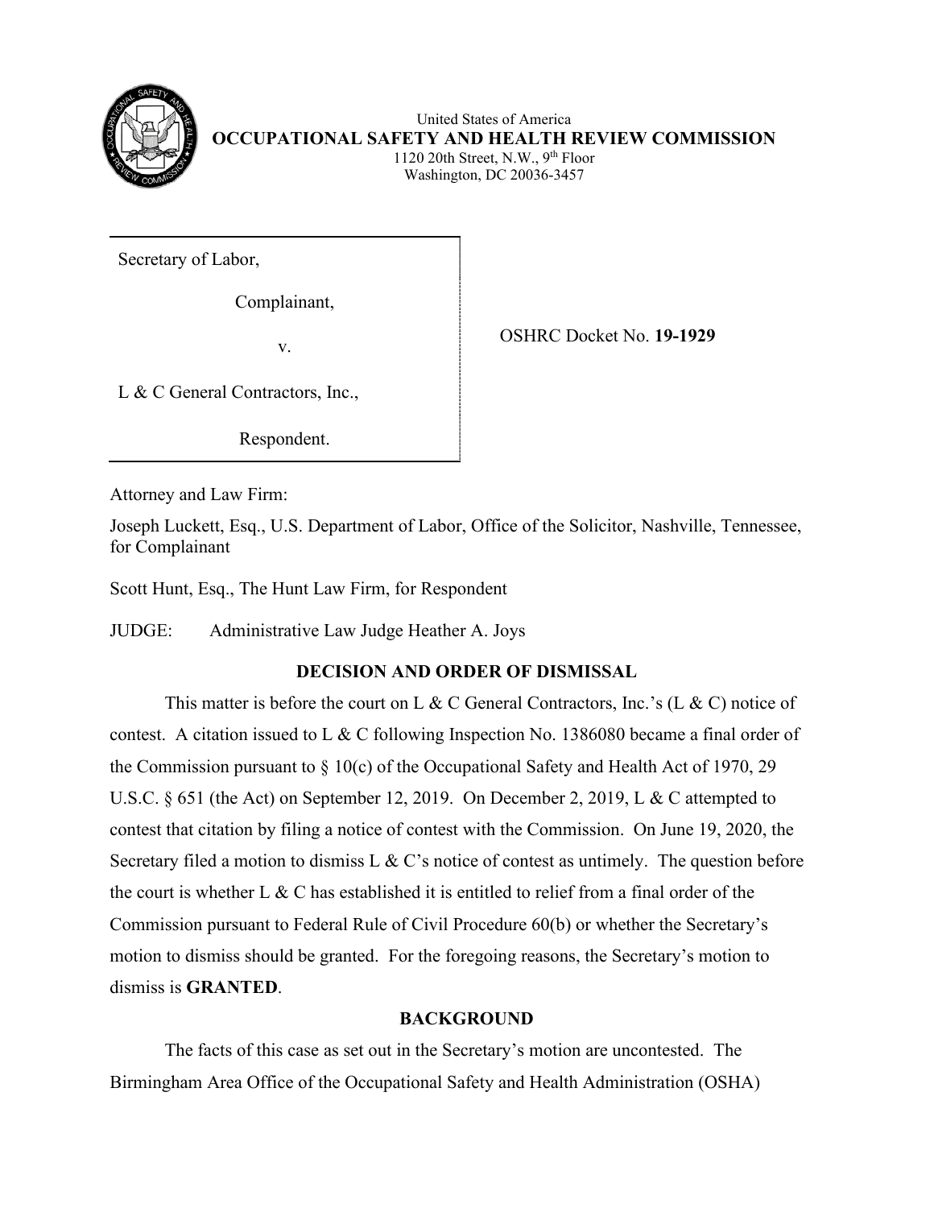United States of America
**OCCUPATIONAL SAFETY AND HEALTH REVIEW COMMISSION**
1120 20th Street, N.W., 9th Floor
Washington, DC 20036-3457

| | |
|---|---|
| Secretary of Labor,<br><br>Complainant,<br><br>v.<br><br>L & C General Contractors, Inc.,<br><br>Respondent. | OSHRC Docket No. **19-1929** |

Attorney and Law Firm:

Joseph Luckett, Esq., U.S. Department of Labor, Office of the Solicitor, Nashville, Tennessee, for Complainant

Scott Hunt, Esq., The Hunt Law Firm, for Respondent

JUDGE: Administrative Law Judge Heather A. Joys

## DECISION AND ORDER OF DISMISSAL

This matter is before the court on L & C General Contractors, Inc.'s (L & C) notice of contest. A citation issued to L & C following Inspection No. 1386080 became a final order of the Commission pursuant to § 10(c) of the Occupational Safety and Health Act of 1970, 29 U.S.C. § 651 (the Act) on September 12, 2019. On December 2, 2019, L & C attempted to contest that citation by filing a notice of contest with the Commission. On June 19, 2020, the Secretary filed a motion to dismiss L & C's notice of contest as untimely. The question before the court is whether L & C has established it is entitled to relief from a final order of the Commission pursuant to Federal Rule of Civil Procedure 60(b) or whether the Secretary's motion to dismiss should be granted. For the foregoing reasons, the Secretary's motion to dismiss is **GRANTED**.

## BACKGROUND

The facts of this case as set out in the Secretary's motion are uncontested. The Birmingham Area Office of the Occupational Safety and Health Administration (OSHA)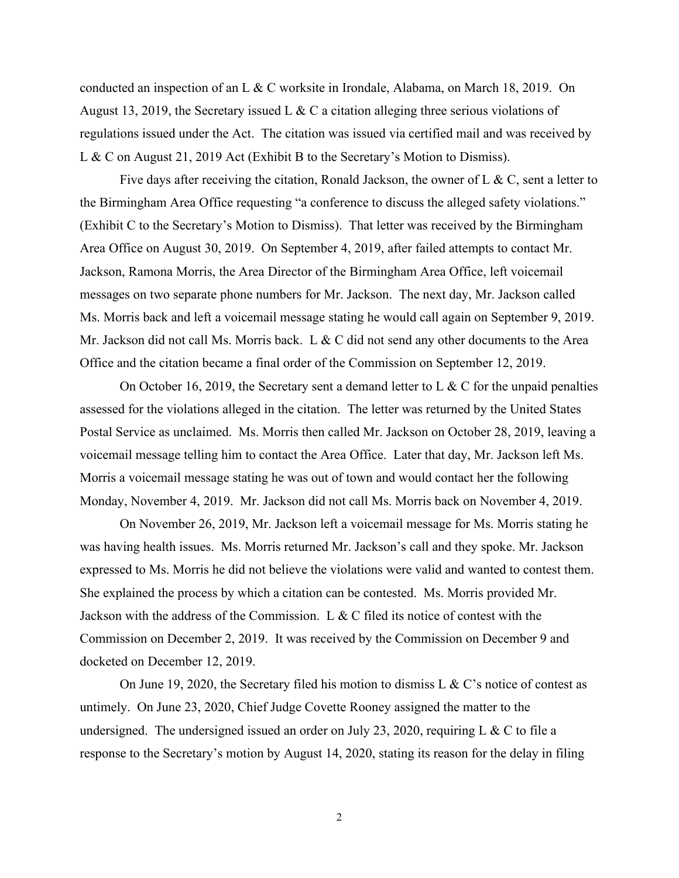conducted an inspection of an L & C worksite in Irondale, Alabama, on March 18, 2019. On August 13, 2019, the Secretary issued L & C a citation alleging three serious violations of regulations issued under the Act. The citation was issued via certified mail and was received by L & C on August 21, 2019 Act (Exhibit B to the Secretary's Motion to Dismiss).

Five days after receiving the citation, Ronald Jackson, the owner of L & C, sent a letter to the Birmingham Area Office requesting "a conference to discuss the alleged safety violations." (Exhibit C to the Secretary's Motion to Dismiss). That letter was received by the Birmingham Area Office on August 30, 2019. On September 4, 2019, after failed attempts to contact Mr. Jackson, Ramona Morris, the Area Director of the Birmingham Area Office, left voicemail messages on two separate phone numbers for Mr. Jackson. The next day, Mr. Jackson called Ms. Morris back and left a voicemail message stating he would call again on September 9, 2019. Mr. Jackson did not call Ms. Morris back. L & C did not send any other documents to the Area Office and the citation became a final order of the Commission on September 12, 2019.

On October 16, 2019, the Secretary sent a demand letter to L & C for the unpaid penalties assessed for the violations alleged in the citation. The letter was returned by the United States Postal Service as unclaimed. Ms. Morris then called Mr. Jackson on October 28, 2019, leaving a voicemail message telling him to contact the Area Office. Later that day, Mr. Jackson left Ms. Morris a voicemail message stating he was out of town and would contact her the following Monday, November 4, 2019. Mr. Jackson did not call Ms. Morris back on November 4, 2019.

On November 26, 2019, Mr. Jackson left a voicemail message for Ms. Morris stating he was having health issues. Ms. Morris returned Mr. Jackson's call and they spoke. Mr. Jackson expressed to Ms. Morris he did not believe the violations were valid and wanted to contest them. She explained the process by which a citation can be contested. Ms. Morris provided Mr. Jackson with the address of the Commission. L & C filed its notice of contest with the Commission on December 2, 2019. It was received by the Commission on December 9 and docketed on December 12, 2019.

On June 19, 2020, the Secretary filed his motion to dismiss L & C's notice of contest as untimely. On June 23, 2020, Chief Judge Covette Rooney assigned the matter to the undersigned. The undersigned issued an order on July 23, 2020, requiring L & C to file a response to the Secretary's motion by August 14, 2020, stating its reason for the delay in filing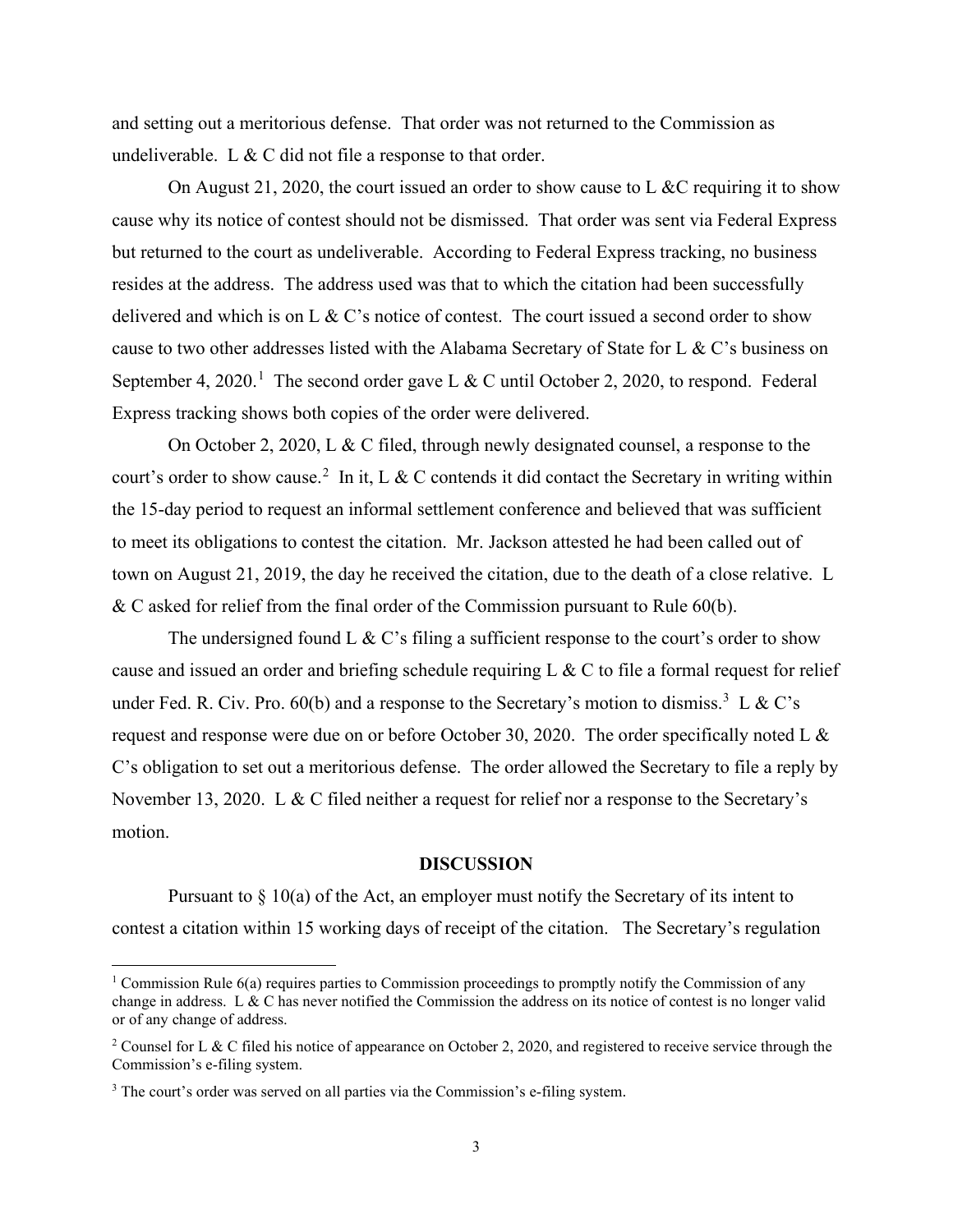and setting out a meritorious defense. That order was not returned to the Commission as undeliverable. L & C did not file a response to that order.

On August 21, 2020, the court issued an order to show cause to L &C requiring it to show cause why its notice of contest should not be dismissed. That order was sent via Federal Express but returned to the court as undeliverable. According to Federal Express tracking, no business resides at the address. The address used was that to which the citation had been successfully delivered and which is on L & C's notice of contest. The court issued a second order to show cause to two other addresses listed with the Alabama Secretary of State for L & C's business on September 4, 2020.[1] The second order gave L & C until October 2, 2020, to respond. Federal Express tracking shows both copies of the order were delivered.

On October 2, 2020, L & C filed, through newly designated counsel, a response to the court's order to show cause.[2] In it, L & C contends it did contact the Secretary in writing within the 15-day period to request an informal settlement conference and believed that was sufficient to meet its obligations to contest the citation. Mr. Jackson attested he had been called out of town on August 21, 2019, the day he received the citation, due to the death of a close relative. L & C asked for relief from the final order of the Commission pursuant to Rule 60(b).

The undersigned found L & C's filing a sufficient response to the court's order to show cause and issued an order and briefing schedule requiring L & C to file a formal request for relief under Fed. R. Civ. Pro. 60(b) and a response to the Secretary's motion to dismiss.[3] L & C's request and response were due on or before October 30, 2020. The order specifically noted L & C's obligation to set out a meritorious defense. The order allowed the Secretary to file a reply by November 13, 2020. L & C filed neither a request for relief nor a response to the Secretary's motion.

## DISCUSSION

Pursuant to § 10(a) of the Act, an employer must notify the Secretary of its intent to contest a citation within 15 working days of receipt of the citation. The Secretary's regulation

---

[1] Commission Rule 6(a) requires parties to Commission proceedings to promptly notify the Commission of any change in address. L & C has never notified the Commission the address on its notice of contest is no longer valid or of any change of address.

[2] Counsel for L & C filed his notice of appearance on October 2, 2020, and registered to receive service through the Commission's e-filing system.

[3] The court's order was served on all parties via the Commission's e-filing system.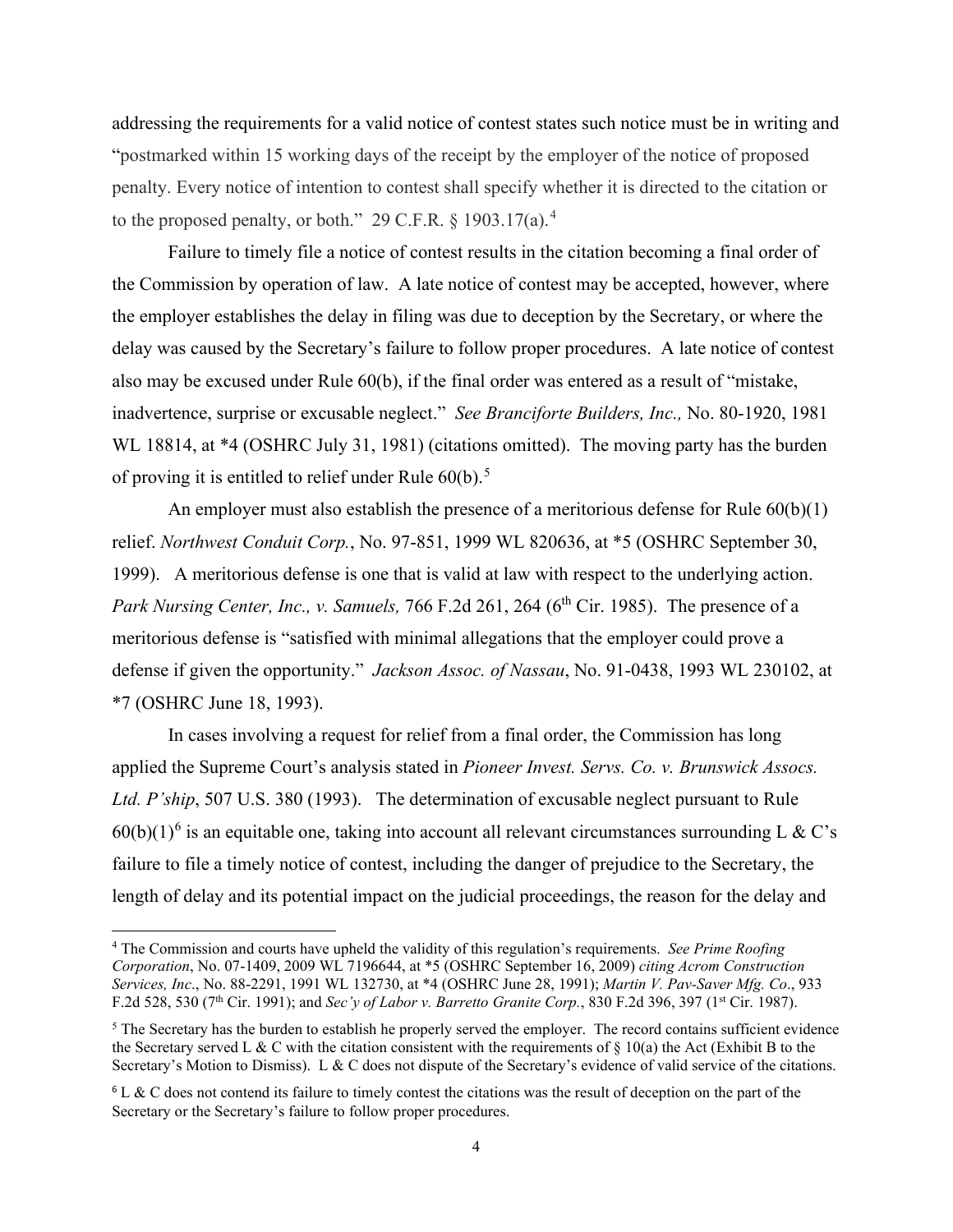addressing the requirements for a valid notice of contest states such notice must be in writing and "postmarked within 15 working days of the receipt by the employer of the notice of proposed penalty. Every notice of intention to contest shall specify whether it is directed to the citation or to the proposed penalty, or both." 29 C.F.R. § 1903.17(a).[4]

Failure to timely file a notice of contest results in the citation becoming a final order of the Commission by operation of law. A late notice of contest may be accepted, however, where the employer establishes the delay in filing was due to deception by the Secretary, or where the delay was caused by the Secretary's failure to follow proper procedures. A late notice of contest also may be excused under Rule 60(b), if the final order was entered as a result of "mistake, inadvertence, surprise or excusable neglect." *See Branciforte Builders, Inc.,* No. 80-1920, 1981 WL 18814, at *4 (OSHRC July 31, 1981) (citations omitted). The moving party has the burden of proving it is entitled to relief under Rule 60(b).[5]

An employer must also establish the presence of a meritorious defense for Rule 60(b)(1) relief. *Northwest Conduit Corp.*, No. 97-851, 1999 WL 820636, at *5 (OSHRC September 30, 1999). A meritorious defense is one that is valid at law with respect to the underlying action. *Park Nursing Center, Inc., v. Samuels,* 766 F.2d 261, 264 (6th Cir. 1985). The presence of a meritorious defense is "satisfied with minimal allegations that the employer could prove a defense if given the opportunity." *Jackson Assoc. of Nassau*, No. 91-0438, 1993 WL 230102, at *7 (OSHRC June 18, 1993).

In cases involving a request for relief from a final order, the Commission has long applied the Supreme Court's analysis stated in *Pioneer Invest. Servs. Co. v. Brunswick Assocs. Ltd. P'ship*, 507 U.S. 380 (1993). The determination of excusable neglect pursuant to Rule 60(b)(1)[6] is an equitable one, taking into account all relevant circumstances surrounding L & C's failure to file a timely notice of contest, including the danger of prejudice to the Secretary, the length of delay and its potential impact on the judicial proceedings, the reason for the delay and

---

[4] The Commission and courts have upheld the validity of this regulation's requirements. *See Prime Roofing Corporation*, No. 07-1409, 2009 WL 7196644, at *5 (OSHRC September 16, 2009) *citing Acrom Construction Services, Inc*., No. 88-2291, 1991 WL 132730, at *4 (OSHRC June 28, 1991); *Martin V. Pav-Saver Mfg. Co*., 933 F.2d 528, 530 (7th Cir. 1991); and *Sec'y of Labor v. Barretto Granite Corp.*, 830 F.2d 396, 397 (1st Cir. 1987).

[5] The Secretary has the burden to establish he properly served the employer. The record contains sufficient evidence the Secretary served L & C with the citation consistent with the requirements of § 10(a) the Act (Exhibit B to the Secretary's Motion to Dismiss). L & C does not dispute of the Secretary's evidence of valid service of the citations.

[6] L & C does not contend its failure to timely contest the citations was the result of deception on the part of the Secretary or the Secretary's failure to follow proper procedures.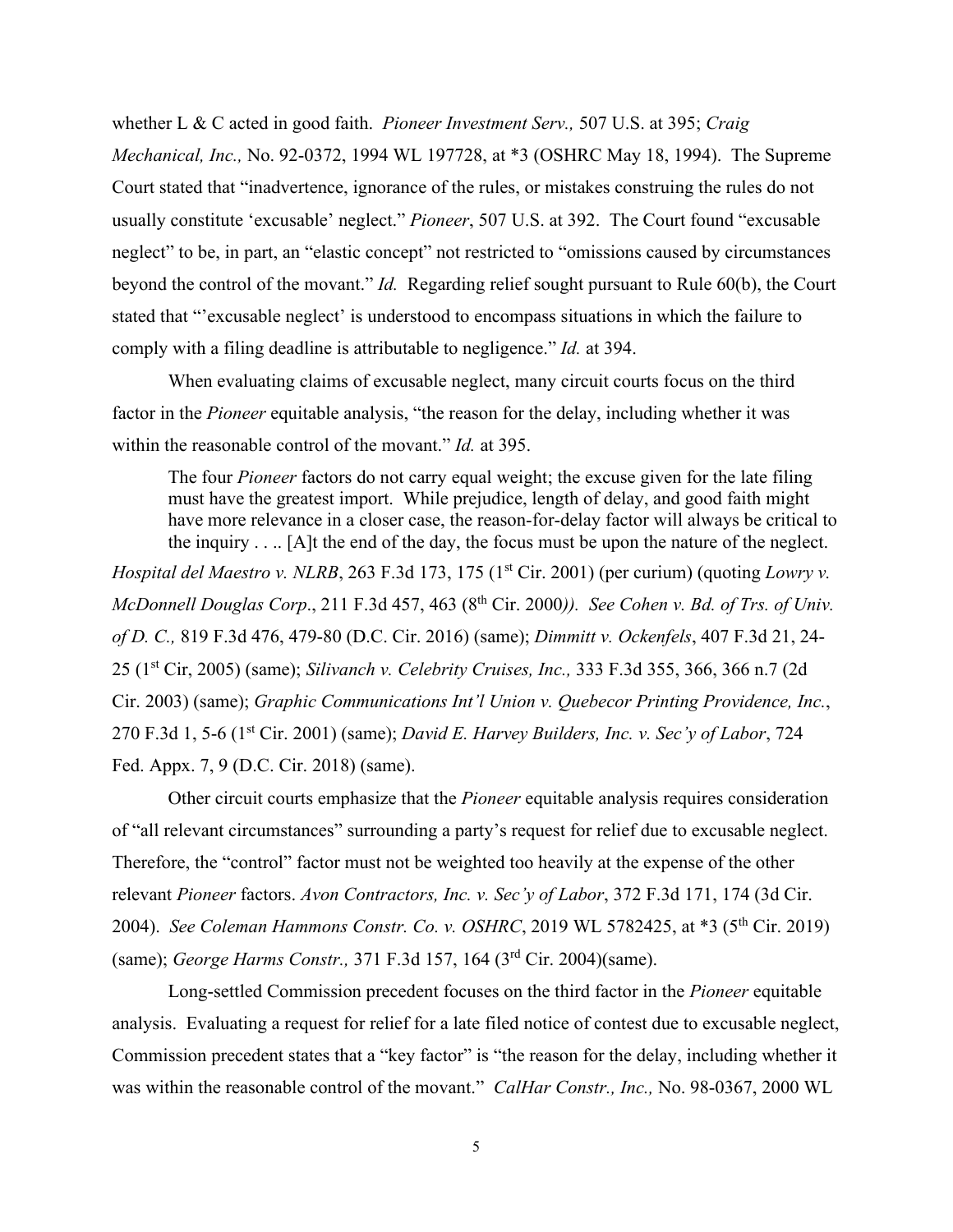whether L & C acted in good faith. *Pioneer Investment Serv.,* 507 U.S. at 395; *Craig Mechanical, Inc.,* No. 92-0372, 1994 WL 197728, at *3 (OSHRC May 18, 1994). The Supreme Court stated that "inadvertence, ignorance of the rules, or mistakes construing the rules do not usually constitute 'excusable' neglect." *Pioneer*, 507 U.S. at 392. The Court found "excusable neglect" to be, in part, an "elastic concept" not restricted to "omissions caused by circumstances beyond the control of the movant." *Id.* Regarding relief sought pursuant to Rule 60(b), the Court stated that "'excusable neglect' is understood to encompass situations in which the failure to comply with a filing deadline is attributable to negligence." *Id.* at 394.

When evaluating claims of excusable neglect, many circuit courts focus on the third factor in the *Pioneer* equitable analysis, "the reason for the delay, including whether it was within the reasonable control of the movant." *Id.* at 395.

> The four *Pioneer* factors do not carry equal weight; the excuse given for the late filing must have the greatest import. While prejudice, length of delay, and good faith might have more relevance in a closer case, the reason-for-delay factor will always be critical to the inquiry . . .. [A]t the end of the day, the focus must be upon the nature of the neglect.

*Hospital del Maestro v. NLRB*, 263 F.3d 173, 175 (1st Cir. 2001) (per curiam) (quoting *Lowry v. McDonnell Douglas Corp*., 211 F.3d 457, 463 (8th Cir. 2000)). *See Cohen v. Bd. of Trs. of Univ. of D. C.,* 819 F.3d 476, 479-80 (D.C. Cir. 2016) (same); *Dimmitt v. Ockenfels*, 407 F.3d 21, 24-25 (1st Cir, 2005) (same); *Silivanch v. Celebrity Cruises, Inc.,* 333 F.3d 355, 366, 366 n.7 (2d Cir. 2003) (same); *Graphic Communications Int'l Union v. Quebecor Printing Providence, Inc.*, 270 F.3d 1, 5-6 (1st Cir. 2001) (same); *David E. Harvey Builders, Inc. v. Sec'y of Labor*, 724 Fed. Appx. 7, 9 (D.C. Cir. 2018) (same).

Other circuit courts emphasize that the *Pioneer* equitable analysis requires consideration of "all relevant circumstances" surrounding a party's request for relief due to excusable neglect. Therefore, the "control" factor must not be weighted too heavily at the expense of the other relevant *Pioneer* factors. *Avon Contractors, Inc. v. Sec'y of Labor*, 372 F.3d 171, 174 (3d Cir. 2004). *See Coleman Hammons Constr. Co. v. OSHRC*, 2019 WL 5782425, at *3 (5th Cir. 2019) (same); *George Harms Constr.,* 371 F.3d 157, 164 (3rd Cir. 2004)(same).

Long-settled Commission precedent focuses on the third factor in the *Pioneer* equitable analysis. Evaluating a request for relief for a late filed notice of contest due to excusable neglect, Commission precedent states that a "key factor" is "the reason for the delay, including whether it was within the reasonable control of the movant." *CalHar Constr., Inc.,* No. 98-0367, 2000 WL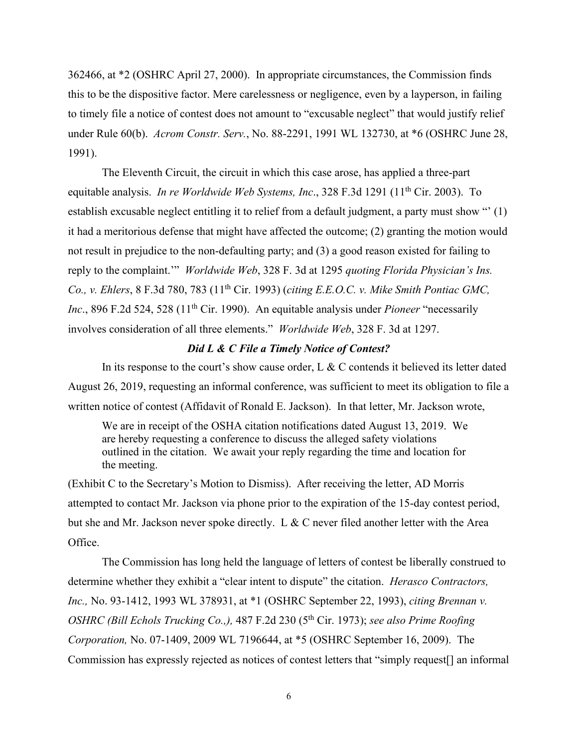362466, at *2 (OSHRC April 27, 2000). In appropriate circumstances, the Commission finds this to be the dispositive factor. Mere carelessness or negligence, even by a layperson, in failing to timely file a notice of contest does not amount to "excusable neglect" that would justify relief under Rule 60(b). *Acrom Constr. Serv.*, No. 88-2291, 1991 WL 132730, at *6 (OSHRC June 28, 1991).

The Eleventh Circuit, the circuit in which this case arose, has applied a three-part equitable analysis. *In re Worldwide Web Systems, Inc*., 328 F.3d 1291 (11th Cir. 2003). To establish excusable neglect entitling it to relief from a default judgment, a party must show "' (1) it had a meritorious defense that might have affected the outcome; (2) granting the motion would not result in prejudice to the non-defaulting party; and (3) a good reason existed for failing to reply to the complaint.'" *Worldwide Web*, 328 F. 3d at 1295 *quoting Florida Physician's Ins. Co., v. Ehlers*, 8 F.3d 780, 783 (11th Cir. 1993) (*citing E.E.O.C. v. Mike Smith Pontiac GMC, Inc*., 896 F.2d 524, 528 (11th Cir. 1990). An equitable analysis under *Pioneer* "necessarily involves consideration of all three elements." *Worldwide Web*, 328 F. 3d at 1297.

***Did L & C File a Timely Notice of Contest?***

In its response to the court's show cause order, L & C contends it believed its letter dated August 26, 2019, requesting an informal conference, was sufficient to meet its obligation to file a written notice of contest (Affidavit of Ronald E. Jackson). In that letter, Mr. Jackson wrote,

> We are in receipt of the OSHA citation notifications dated August 13, 2019. We are hereby requesting a conference to discuss the alleged safety violations outlined in the citation. We await your reply regarding the time and location for the meeting.

(Exhibit C to the Secretary's Motion to Dismiss). After receiving the letter, AD Morris attempted to contact Mr. Jackson via phone prior to the expiration of the 15-day contest period, but she and Mr. Jackson never spoke directly. L & C never filed another letter with the Area Office.

The Commission has long held the language of letters of contest be liberally construed to determine whether they exhibit a "clear intent to dispute" the citation. *Herasco Contractors, Inc.,* No. 93-1412, 1993 WL 378931, at *1 (OSHRC September 22, 1993), *citing Brennan v. OSHRC (Bill Echols Trucking Co.,),* 487 F.2d 230 (5th Cir. 1973); *see also Prime Roofing Corporation,* No. 07-1409, 2009 WL 7196644, at *5 (OSHRC September 16, 2009). The Commission has expressly rejected as notices of contest letters that "simply request[] an informal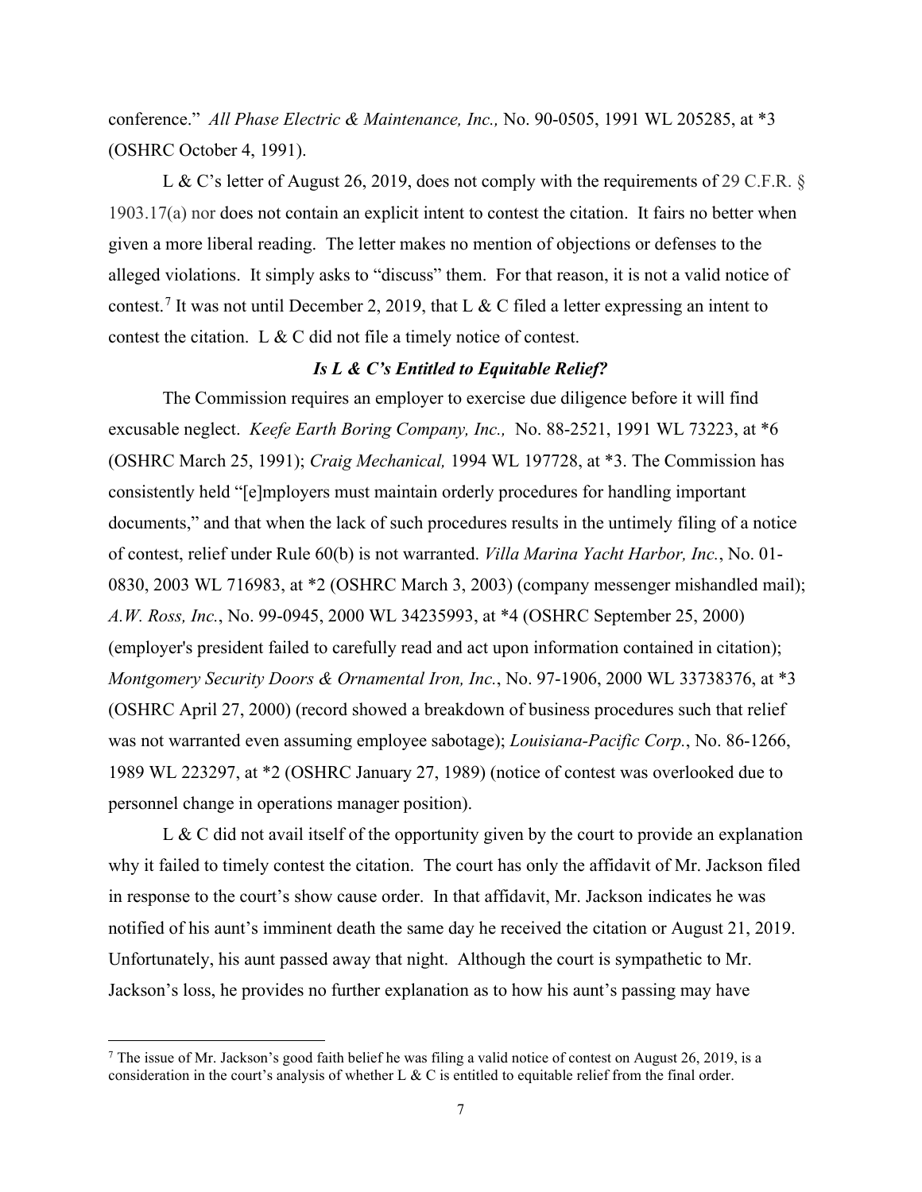conference." *All Phase Electric & Maintenance, Inc.,* No. 90-0505, 1991 WL 205285, at *3 (OSHRC October 4, 1991).

L & C's letter of August 26, 2019, does not comply with the requirements of 29 C.F.R. § 1903.17(a) nor does not contain an explicit intent to contest the citation. It fairs no better when given a more liberal reading. The letter makes no mention of objections or defenses to the alleged violations. It simply asks to "discuss" them. For that reason, it is not a valid notice of contest.[7] It was not until December 2, 2019, that L & C filed a letter expressing an intent to contest the citation. L & C did not file a timely notice of contest.

***Is L & C's Entitled to Equitable Relief?***

The Commission requires an employer to exercise due diligence before it will find excusable neglect. *Keefe Earth Boring Company, Inc.,* No. 88-2521, 1991 WL 73223, at *6 (OSHRC March 25, 1991); *Craig Mechanical,* 1994 WL 197728, at *3. The Commission has consistently held "[e]mployers must maintain orderly procedures for handling important documents," and that when the lack of such procedures results in the untimely filing of a notice of contest, relief under Rule 60(b) is not warranted. *Villa Marina Yacht Harbor, Inc.*, No. 01-0830, 2003 WL 716983, at *2 (OSHRC March 3, 2003) (company messenger mishandled mail); *A.W. Ross, Inc.*, No. 99-0945, 2000 WL 34235993, at *4 (OSHRC September 25, 2000) (employer's president failed to carefully read and act upon information contained in citation); *Montgomery Security Doors & Ornamental Iron, Inc.*, No. 97-1906, 2000 WL 33738376, at *3 (OSHRC April 27, 2000) (record showed a breakdown of business procedures such that relief was not warranted even assuming employee sabotage); *Louisiana-Pacific Corp.*, No. 86-1266, 1989 WL 223297, at *2 (OSHRC January 27, 1989) (notice of contest was overlooked due to personnel change in operations manager position).

L & C did not avail itself of the opportunity given by the court to provide an explanation why it failed to timely contest the citation. The court has only the affidavit of Mr. Jackson filed in response to the court's show cause order. In that affidavit, Mr. Jackson indicates he was notified of his aunt's imminent death the same day he received the citation or August 21, 2019. Unfortunately, his aunt passed away that night. Although the court is sympathetic to Mr. Jackson's loss, he provides no further explanation as to how his aunt's passing may have

---

[7] The issue of Mr. Jackson's good faith belief he was filing a valid notice of contest on August 26, 2019, is a consideration in the court's analysis of whether L & C is entitled to equitable relief from the final order.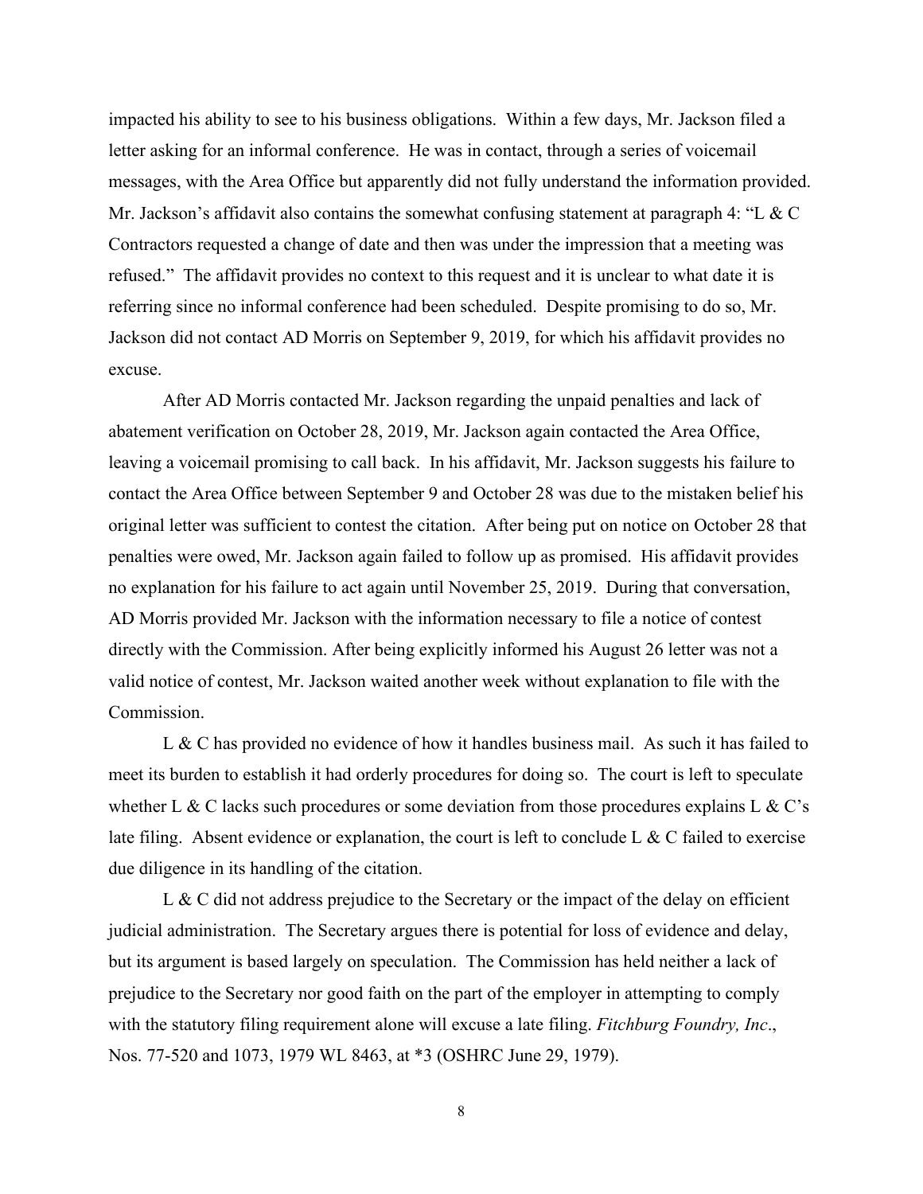impacted his ability to see to his business obligations. Within a few days, Mr. Jackson filed a letter asking for an informal conference. He was in contact, through a series of voicemail messages, with the Area Office but apparently did not fully understand the information provided. Mr. Jackson's affidavit also contains the somewhat confusing statement at paragraph 4: "L & C Contractors requested a change of date and then was under the impression that a meeting was refused." The affidavit provides no context to this request and it is unclear to what date it is referring since no informal conference had been scheduled. Despite promising to do so, Mr. Jackson did not contact AD Morris on September 9, 2019, for which his affidavit provides no excuse.

After AD Morris contacted Mr. Jackson regarding the unpaid penalties and lack of abatement verification on October 28, 2019, Mr. Jackson again contacted the Area Office, leaving a voicemail promising to call back. In his affidavit, Mr. Jackson suggests his failure to contact the Area Office between September 9 and October 28 was due to the mistaken belief his original letter was sufficient to contest the citation. After being put on notice on October 28 that penalties were owed, Mr. Jackson again failed to follow up as promised. His affidavit provides no explanation for his failure to act again until November 25, 2019. During that conversation, AD Morris provided Mr. Jackson with the information necessary to file a notice of contest directly with the Commission. After being explicitly informed his August 26 letter was not a valid notice of contest, Mr. Jackson waited another week without explanation to file with the Commission.

L & C has provided no evidence of how it handles business mail. As such it has failed to meet its burden to establish it had orderly procedures for doing so. The court is left to speculate whether L & C lacks such procedures or some deviation from those procedures explains L & C's late filing. Absent evidence or explanation, the court is left to conclude L & C failed to exercise due diligence in its handling of the citation.

L & C did not address prejudice to the Secretary or the impact of the delay on efficient judicial administration. The Secretary argues there is potential for loss of evidence and delay, but its argument is based largely on speculation. The Commission has held neither a lack of prejudice to the Secretary nor good faith on the part of the employer in attempting to comply with the statutory filing requirement alone will excuse a late filing. *Fitchburg Foundry, Inc*., Nos. 77-520 and 1073, 1979 WL 8463, at *3 (OSHRC June 29, 1979).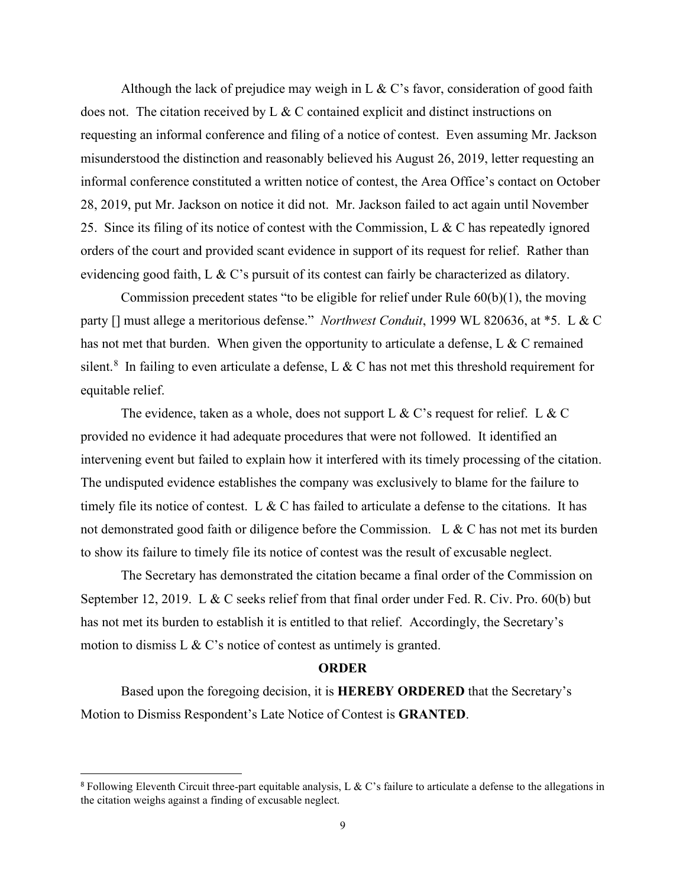Although the lack of prejudice may weigh in L & C's favor, consideration of good faith does not. The citation received by L & C contained explicit and distinct instructions on requesting an informal conference and filing of a notice of contest. Even assuming Mr. Jackson misunderstood the distinction and reasonably believed his August 26, 2019, letter requesting an informal conference constituted a written notice of contest, the Area Office's contact on October 28, 2019, put Mr. Jackson on notice it did not. Mr. Jackson failed to act again until November 25. Since its filing of its notice of contest with the Commission, L & C has repeatedly ignored orders of the court and provided scant evidence in support of its request for relief. Rather than evidencing good faith, L & C's pursuit of its contest can fairly be characterized as dilatory.

Commission precedent states "to be eligible for relief under Rule 60(b)(1), the moving party [] must allege a meritorious defense." *Northwest Conduit*, 1999 WL 820636, at *5. L & C has not met that burden. When given the opportunity to articulate a defense, L & C remained silent.[8] In failing to even articulate a defense, L & C has not met this threshold requirement for equitable relief.

The evidence, taken as a whole, does not support L & C's request for relief. L & C provided no evidence it had adequate procedures that were not followed. It identified an intervening event but failed to explain how it interfered with its timely processing of the citation. The undisputed evidence establishes the company was exclusively to blame for the failure to timely file its notice of contest. L & C has failed to articulate a defense to the citations. It has not demonstrated good faith or diligence before the Commission. L & C has not met its burden to show its failure to timely file its notice of contest was the result of excusable neglect.

The Secretary has demonstrated the citation became a final order of the Commission on September 12, 2019. L & C seeks relief from that final order under Fed. R. Civ. Pro. 60(b) but has not met its burden to establish it is entitled to that relief. Accordingly, the Secretary's motion to dismiss L & C's notice of contest as untimely is granted.

## ORDER

Based upon the foregoing decision, it is **HEREBY ORDERED** that the Secretary's Motion to Dismiss Respondent's Late Notice of Contest is **GRANTED**.

---

[8] Following Eleventh Circuit three-part equitable analysis, L & C's failure to articulate a defense to the allegations in the citation weighs against a finding of excusable neglect.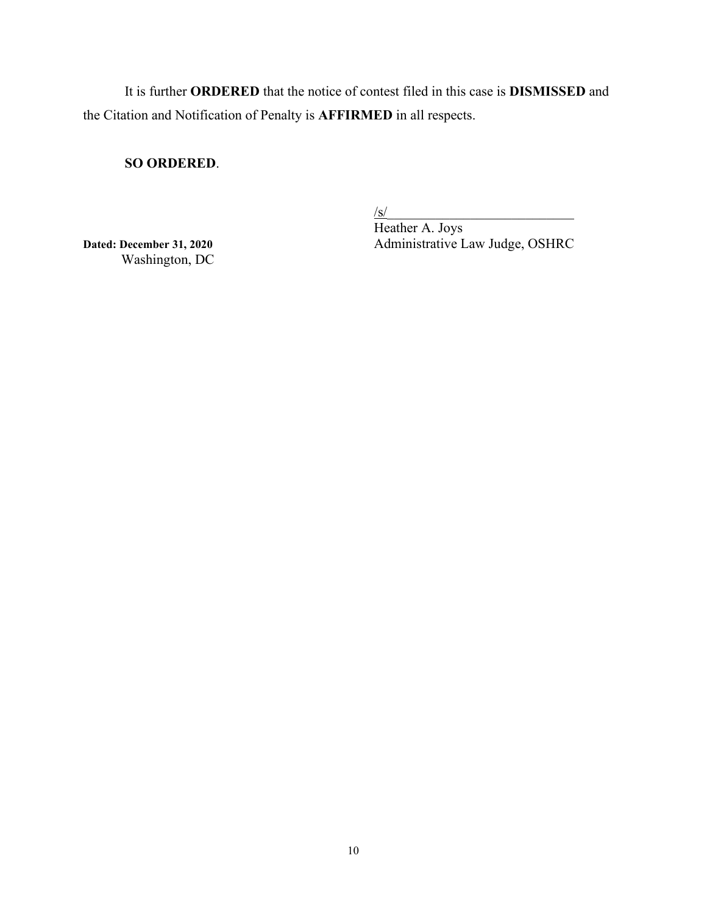It is further **ORDERED** that the notice of contest filed in this case is **DISMISSED** and the Citation and Notification of Penalty is **AFFIRMED** in all respects.

**SO ORDERED**.

/s/______________________________
Heather A. Joys
Administrative Law Judge, OSHRC

**Dated: December 31, 2020**
Washington, DC